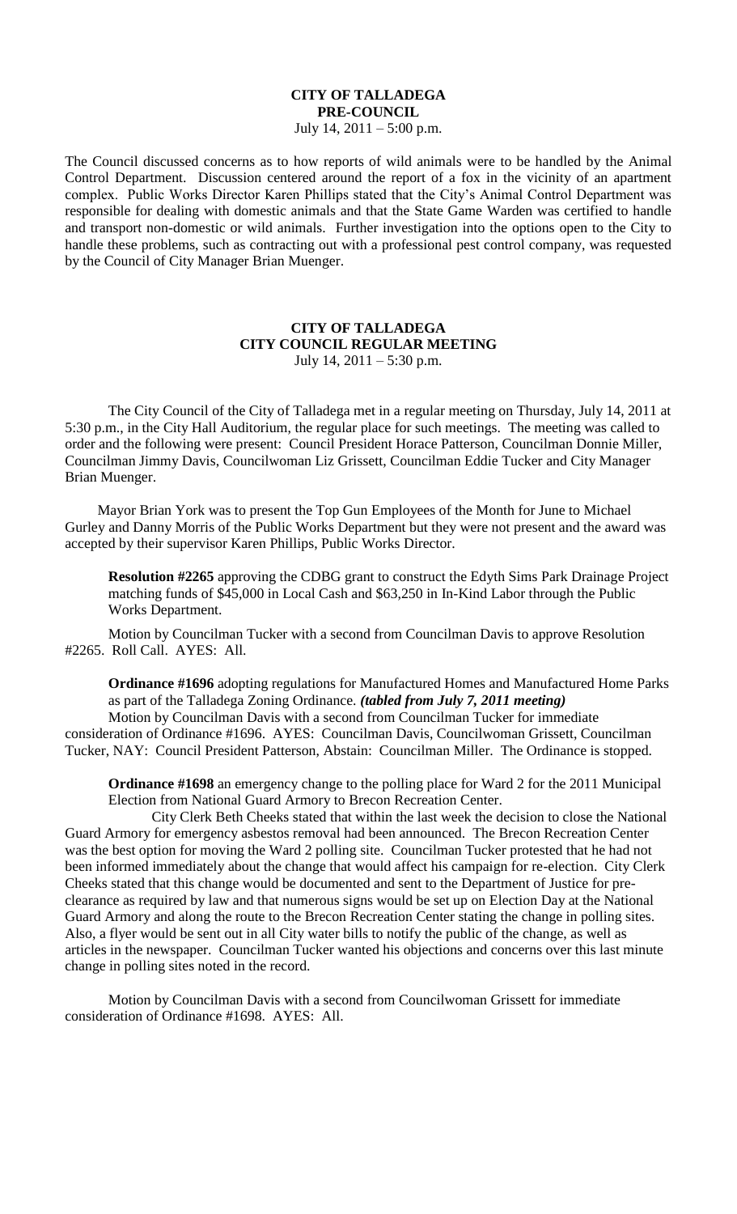# CITY OF TALLADEGA
## PRE-COUNCIL
July 14, 2011 – 5:00 p.m.

The Council discussed concerns as to how reports of wild animals were to be handled by the Animal Control Department. Discussion centered around the report of a fox in the vicinity of an apartment complex. Public Works Director Karen Phillips stated that the City's Animal Control Department was responsible for dealing with domestic animals and that the State Game Warden was certified to handle and transport non-domestic or wild animals. Further investigation into the options open to the City to handle these problems, such as contracting out with a professional pest control company, was requested by the Council of City Manager Brian Muenger.

# CITY OF TALLADEGA
## CITY COUNCIL REGULAR MEETING
July 14, 2011 – 5:30 p.m.

The City Council of the City of Talladega met in a regular meeting on Thursday, July 14, 2011 at 5:30 p.m., in the City Hall Auditorium, the regular place for such meetings. The meeting was called to order and the following were present: Council President Horace Patterson, Councilman Donnie Miller, Councilman Jimmy Davis, Councilwoman Liz Grissett, Councilman Eddie Tucker and City Manager Brian Muenger.

Mayor Brian York was to present the Top Gun Employees of the Month for June to Michael Gurley and Danny Morris of the Public Works Department but they were not present and the award was accepted by their supervisor Karen Phillips, Public Works Director.

**Resolution #2265** approving the CDBG grant to construct the Edyth Sims Park Drainage Project matching funds of $45,000 in Local Cash and $63,250 in In-Kind Labor through the Public Works Department.

Motion by Councilman Tucker with a second from Councilman Davis to approve Resolution #2265. Roll Call. AYES: All.

**Ordinance #1696** adopting regulations for Manufactured Homes and Manufactured Home Parks as part of the Talladega Zoning Ordinance. ***(tabled from July 7, 2011 meeting)***

Motion by Councilman Davis with a second from Councilman Tucker for immediate consideration of Ordinance #1696. AYES: Councilman Davis, Councilwoman Grissett, Councilman Tucker, NAY: Council President Patterson, Abstain: Councilman Miller. The Ordinance is stopped.

**Ordinance #1698** an emergency change to the polling place for Ward 2 for the 2011 Municipal Election from National Guard Armory to Brecon Recreation Center.

City Clerk Beth Cheeks stated that within the last week the decision to close the National Guard Armory for emergency asbestos removal had been announced. The Brecon Recreation Center was the best option for moving the Ward 2 polling site. Councilman Tucker protested that he had not been informed immediately about the change that would affect his campaign for re-election. City Clerk Cheeks stated that this change would be documented and sent to the Department of Justice for pre-clearance as required by law and that numerous signs would be set up on Election Day at the National Guard Armory and along the route to the Brecon Recreation Center stating the change in polling sites. Also, a flyer would be sent out in all City water bills to notify the public of the change, as well as articles in the newspaper. Councilman Tucker wanted his objections and concerns over this last minute change in polling sites noted in the record.

Motion by Councilman Davis with a second from Councilwoman Grissett for immediate consideration of Ordinance #1698. AYES: All.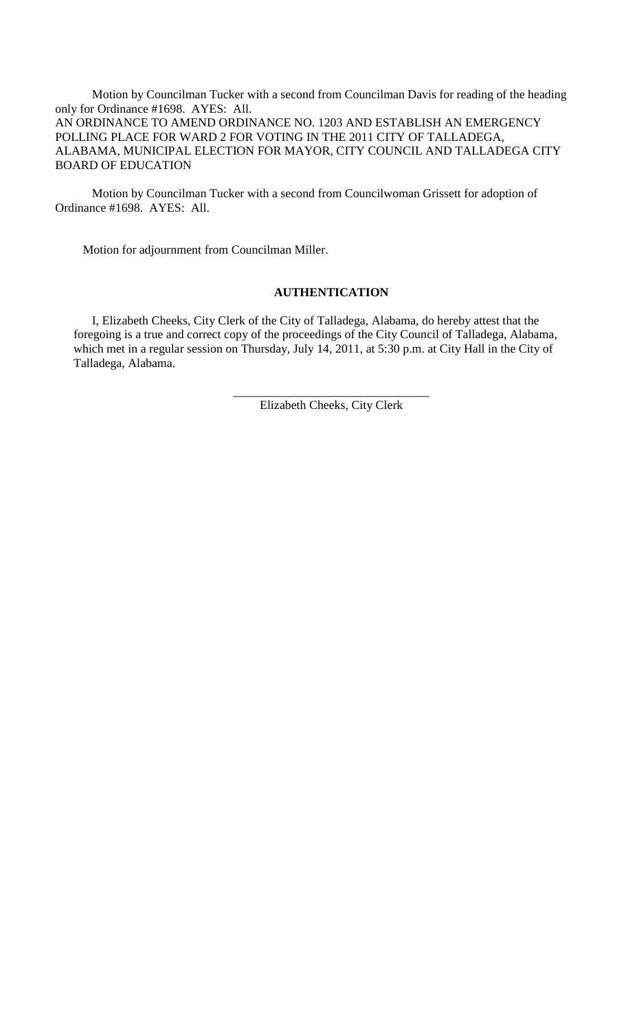Motion by Councilman Tucker with a second from Councilman Davis for reading of the heading only for Ordinance #1698. AYES: All.

AN ORDINANCE TO AMEND ORDINANCE NO. 1203 AND ESTABLISH AN EMERGENCY POLLING PLACE FOR WARD 2 FOR VOTING IN THE 2011 CITY OF TALLADEGA, ALABAMA, MUNICIPAL ELECTION FOR MAYOR, CITY COUNCIL AND TALLADEGA CITY BOARD OF EDUCATION

Motion by Councilman Tucker with a second from Councilwoman Grissett for adoption of Ordinance #1698. AYES: All.

Motion for adjournment from Councilman Miller.

**AUTHENTICATION**

I, Elizabeth Cheeks, City Clerk of the City of Talladega, Alabama, do hereby attest that the foregoing is a true and correct copy of the proceedings of the City Council of Talladega, Alabama, which met in a regular session on Thursday, July 14, 2011, at 5:30 p.m. at City Hall in the City of Talladega, Alabama.

\_\_\_\_\_\_\_\_\_\_\_\_\_\_\_\_\_\_\_\_\_\_\_\_\_\_\_\_\_\_\_\_

Elizabeth Cheeks, City Clerk